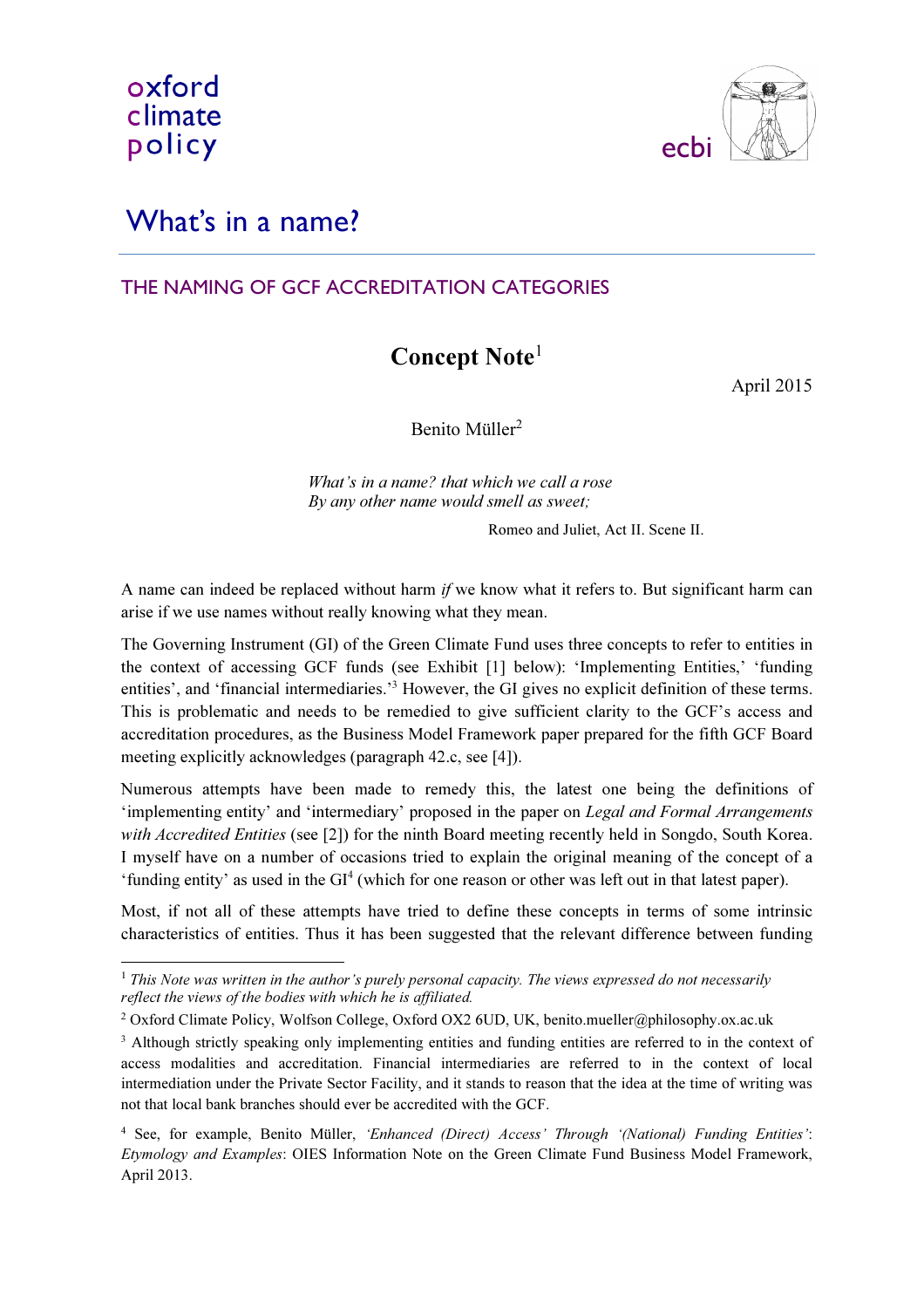oxford
climate
policy

ecbi

# What's in a name?

## THE NAMING OF GCF ACCREDITATION CATEGORIES

### Concept Note[1]

April 2015

Benito Müller[2]

*What's in a name? that which we call a rose*
*By any other name would smell as sweet;*

Romeo and Juliet, Act II. Scene II.

A name can indeed be replaced without harm *if* we know what it refers to. But significant harm can arise if we use names without really knowing what they mean.

The Governing Instrument (GI) of the Green Climate Fund uses three concepts to refer to entities in the context of accessing GCF funds (see Exhibit [1] below): 'Implementing Entities,' 'funding entities', and 'financial intermediaries.'[3] However, the GI gives no explicit definition of these terms. This is problematic and needs to be remedied to give sufficient clarity to the GCF's access and accreditation procedures, as the Business Model Framework paper prepared for the fifth GCF Board meeting explicitly acknowledges (paragraph 42.c, see [4]).

Numerous attempts have been made to remedy this, the latest one being the definitions of 'implementing entity' and 'intermediary' proposed in the paper on *Legal and Formal Arrangements with Accredited Entities* (see [2]) for the ninth Board meeting recently held in Songdo, South Korea. I myself have on a number of occasions tried to explain the original meaning of the concept of a 'funding entity' as used in the GI[4] (which for one reason or other was left out in that latest paper).

Most, if not all of these attempts have tried to define these concepts in terms of some intrinsic characteristics of entities. Thus it has been suggested that the relevant difference between funding

---

[1] *This Note was written in the author's purely personal capacity. The views expressed do not necessarily reflect the views of the bodies with which he is affiliated.*

[2] Oxford Climate Policy, Wolfson College, Oxford OX2 6UD, UK, benito.mueller@philosophy.ox.ac.uk

[3] Although strictly speaking only implementing entities and funding entities are referred to in the context of access modalities and accreditation. Financial intermediaries are referred to in the context of local intermediation under the Private Sector Facility, and it stands to reason that the idea at the time of writing was not that local bank branches should ever be accredited with the GCF.

[4] See, for example, Benito Müller, *'Enhanced (Direct) Access' Through '(National) Funding Entities': Etymology and Examples*: OIES Information Note on the Green Climate Fund Business Model Framework, April 2013.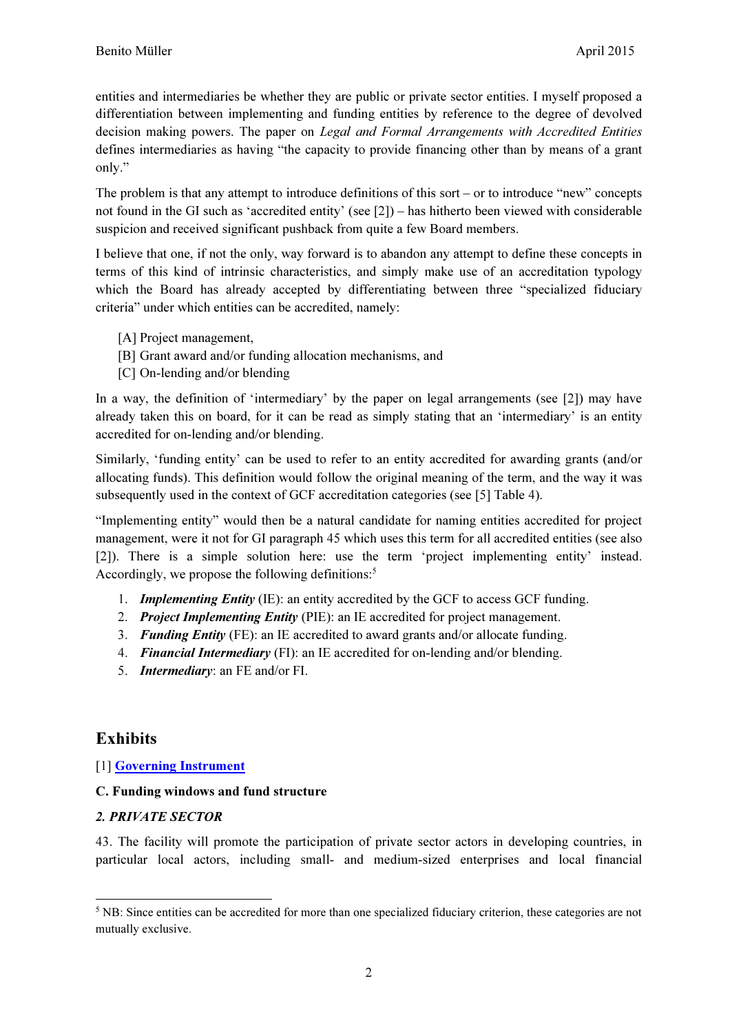entities and intermediaries be whether they are public or private sector entities. I myself proposed a differentiation between implementing and funding entities by reference to the degree of devolved decision making powers. The paper on *Legal and Formal Arrangements with Accredited Entities* defines intermediaries as having "the capacity to provide financing other than by means of a grant only."

The problem is that any attempt to introduce definitions of this sort – or to introduce "new" concepts not found in the GI such as 'accredited entity' (see [2]) – has hitherto been viewed with considerable suspicion and received significant pushback from quite a few Board members.

I believe that one, if not the only, way forward is to abandon any attempt to define these concepts in terms of this kind of intrinsic characteristics, and simply make use of an accreditation typology which the Board has already accepted by differentiating between three "specialized fiduciary criteria" under which entities can be accredited, namely:

[A] Project management,
[B] Grant award and/or funding allocation mechanisms, and
[C] On-lending and/or blending

In a way, the definition of 'intermediary' by the paper on legal arrangements (see [2]) may have already taken this on board, for it can be read as simply stating that an 'intermediary' is an entity accredited for on-lending and/or blending.

Similarly, 'funding entity' can be used to refer to an entity accredited for awarding grants (and/or allocating funds). This definition would follow the original meaning of the term, and the way it was subsequently used in the context of GCF accreditation categories (see [5] Table 4).

"Implementing entity" would then be a natural candidate for naming entities accredited for project management, were it not for GI paragraph 45 which uses this term for all accredited entities (see also [2]). There is a simple solution here: use the term 'project implementing entity' instead. Accordingly, we propose the following definitions:[5]

1. ***Implementing Entity*** (IE): an entity accredited by the GCF to access GCF funding.
2. ***Project Implementing Entity*** (PIE): an IE accredited for project management.
3. ***Funding Entity*** (FE): an IE accredited to award grants and/or allocate funding.
4. ***Financial Intermediary*** (FI): an IE accredited for on-lending and/or blending.
5. ***Intermediary***: an FE and/or FI.

## Exhibits

[1] **Governing Instrument**

**C. Funding windows and fund structure**

***2. PRIVATE SECTOR***

43. The facility will promote the participation of private sector actors in developing countries, in particular local actors, including small- and medium-sized enterprises and local financial

---

[5] NB: Since entities can be accredited for more than one specialized fiduciary criterion, these categories are not mutually exclusive.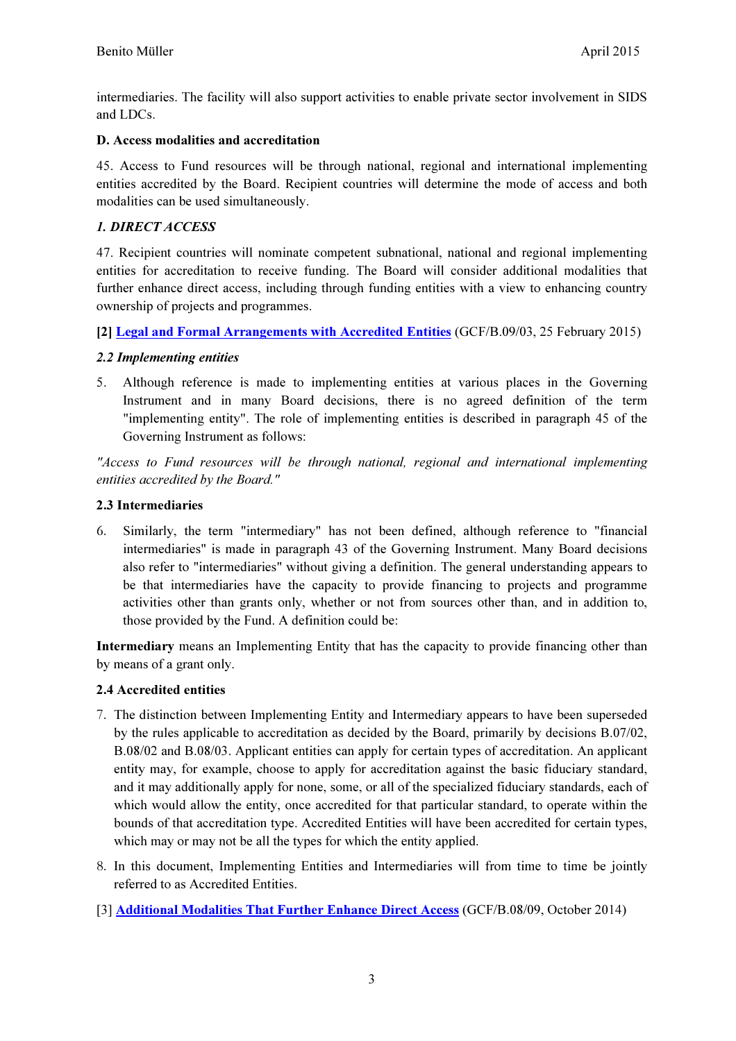intermediaries. The facility will also support activities to enable private sector involvement in SIDS and LDCs.

**D. Access modalities and accreditation**

45. Access to Fund resources will be through national, regional and international implementing entities accredited by the Board. Recipient countries will determine the mode of access and both modalities can be used simultaneously.

***1. DIRECT ACCESS***

47. Recipient countries will nominate competent subnational, national and regional implementing entities for accreditation to receive funding. The Board will consider additional modalities that further enhance direct access, including through funding entities with a view to enhancing country ownership of projects and programmes.

**[2] Legal and Formal Arrangements with Accredited Entities** (GCF/B.09/03, 25 February 2015)

***2.2 Implementing entities***

5. Although reference is made to implementing entities at various places in the Governing Instrument and in many Board decisions, there is no agreed definition of the term "implementing entity". The role of implementing entities is described in paragraph 45 of the Governing Instrument as follows:

*"Access to Fund resources will be through national, regional and international implementing entities accredited by the Board."*

**2.3 Intermediaries**

6. Similarly, the term "intermediary" has not been defined, although reference to "financial intermediaries" is made in paragraph 43 of the Governing Instrument. Many Board decisions also refer to "intermediaries" without giving a definition. The general understanding appears to be that intermediaries have the capacity to provide financing to projects and programme activities other than grants only, whether or not from sources other than, and in addition to, those provided by the Fund. A definition could be:

**Intermediary** means an Implementing Entity that has the capacity to provide financing other than by means of a grant only.

**2.4 Accredited entities**

7. The distinction between Implementing Entity and Intermediary appears to have been superseded by the rules applicable to accreditation as decided by the Board, primarily by decisions B.07/02, B.08/02 and B.08/03. Applicant entities can apply for certain types of accreditation. An applicant entity may, for example, choose to apply for accreditation against the basic fiduciary standard, and it may additionally apply for none, some, or all of the specialized fiduciary standards, each of which would allow the entity, once accredited for that particular standard, to operate within the bounds of that accreditation type. Accredited Entities will have been accredited for certain types, which may or may not be all the types for which the entity applied.

8. In this document, Implementing Entities and Intermediaries will from time to time be jointly referred to as Accredited Entities.

[3] **Additional Modalities That Further Enhance Direct Access** (GCF/B.08/09, October 2014)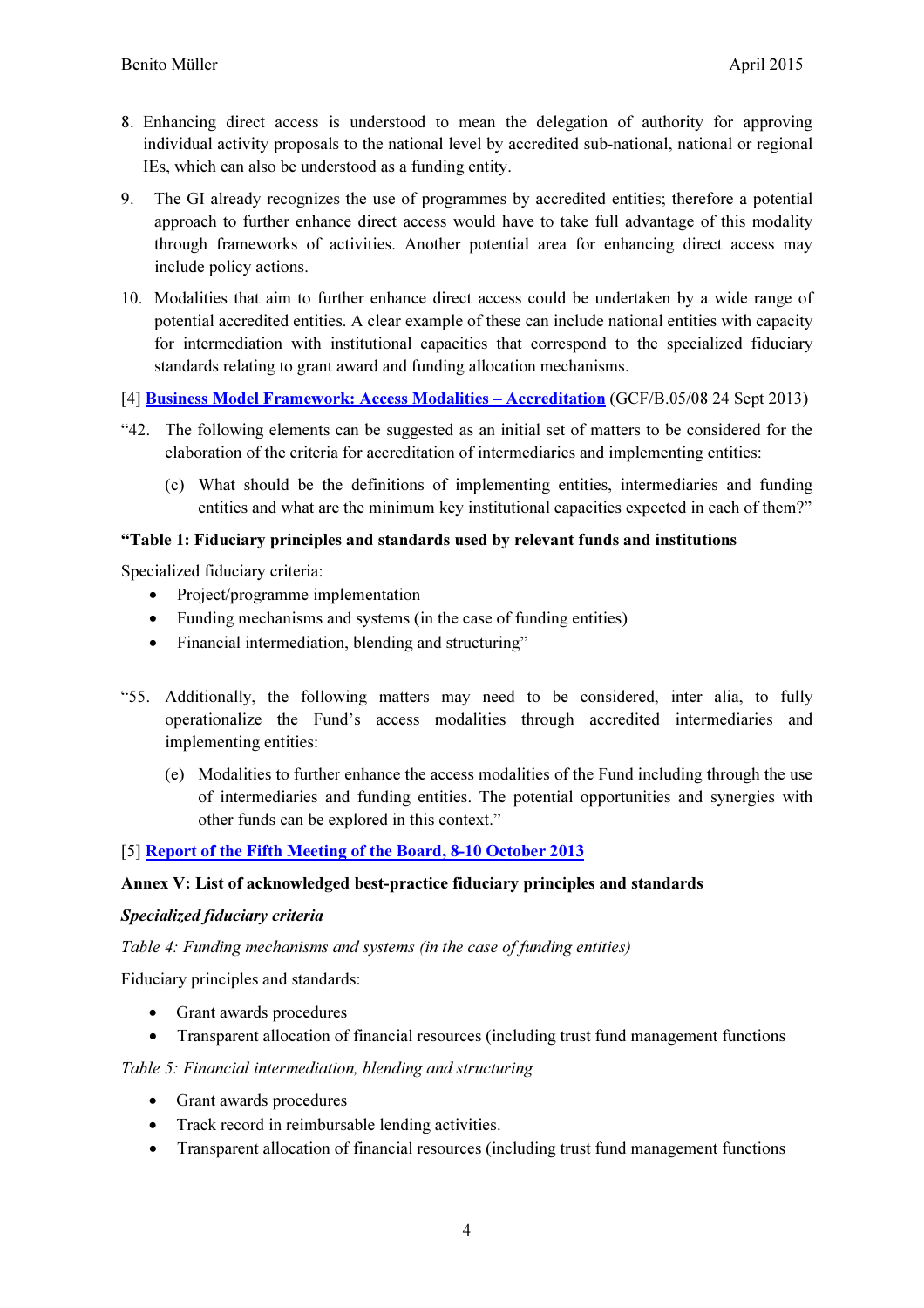8. Enhancing direct access is understood to mean the delegation of authority for approving individual activity proposals to the national level by accredited sub-national, national or regional IEs, which can also be understood as a funding entity.

9. The GI already recognizes the use of programmes by accredited entities; therefore a potential approach to further enhance direct access would have to take full advantage of this modality through frameworks of activities. Another potential area for enhancing direct access may include policy actions.

10. Modalities that aim to further enhance direct access could be undertaken by a wide range of potential accredited entities. A clear example of these can include national entities with capacity for intermediation with institutional capacities that correspond to the specialized fiduciary standards relating to grant award and funding allocation mechanisms.

[4] **Business Model Framework: Access Modalities – Accreditation** (GCF/B.05/08 24 Sept 2013)

"42. The following elements can be suggested as an initial set of matters to be considered for the elaboration of the criteria for accreditation of intermediaries and implementing entities:

(c) What should be the definitions of implementing entities, intermediaries and funding entities and what are the minimum key institutional capacities expected in each of them?"

**"Table 1: Fiduciary principles and standards used by relevant funds and institutions**

Specialized fiduciary criteria:

- Project/programme implementation
- Funding mechanisms and systems (in the case of funding entities)
- Financial intermediation, blending and structuring"

"55. Additionally, the following matters may need to be considered, inter alia, to fully operationalize the Fund's access modalities through accredited intermediaries and implementing entities:

(e) Modalities to further enhance the access modalities of the Fund including through the use of intermediaries and funding entities. The potential opportunities and synergies with other funds can be explored in this context."

[5] **Report of the Fifth Meeting of the Board, 8-10 October 2013**

**Annex V: List of acknowledged best-practice fiduciary principles and standards**

***Specialized fiduciary criteria***

*Table 4: Funding mechanisms and systems (in the case of funding entities)*

Fiduciary principles and standards:

- Grant awards procedures
- Transparent allocation of financial resources (including trust fund management functions

*Table 5: Financial intermediation, blending and structuring*

- Grant awards procedures
- Track record in reimbursable lending activities.
- Transparent allocation of financial resources (including trust fund management functions